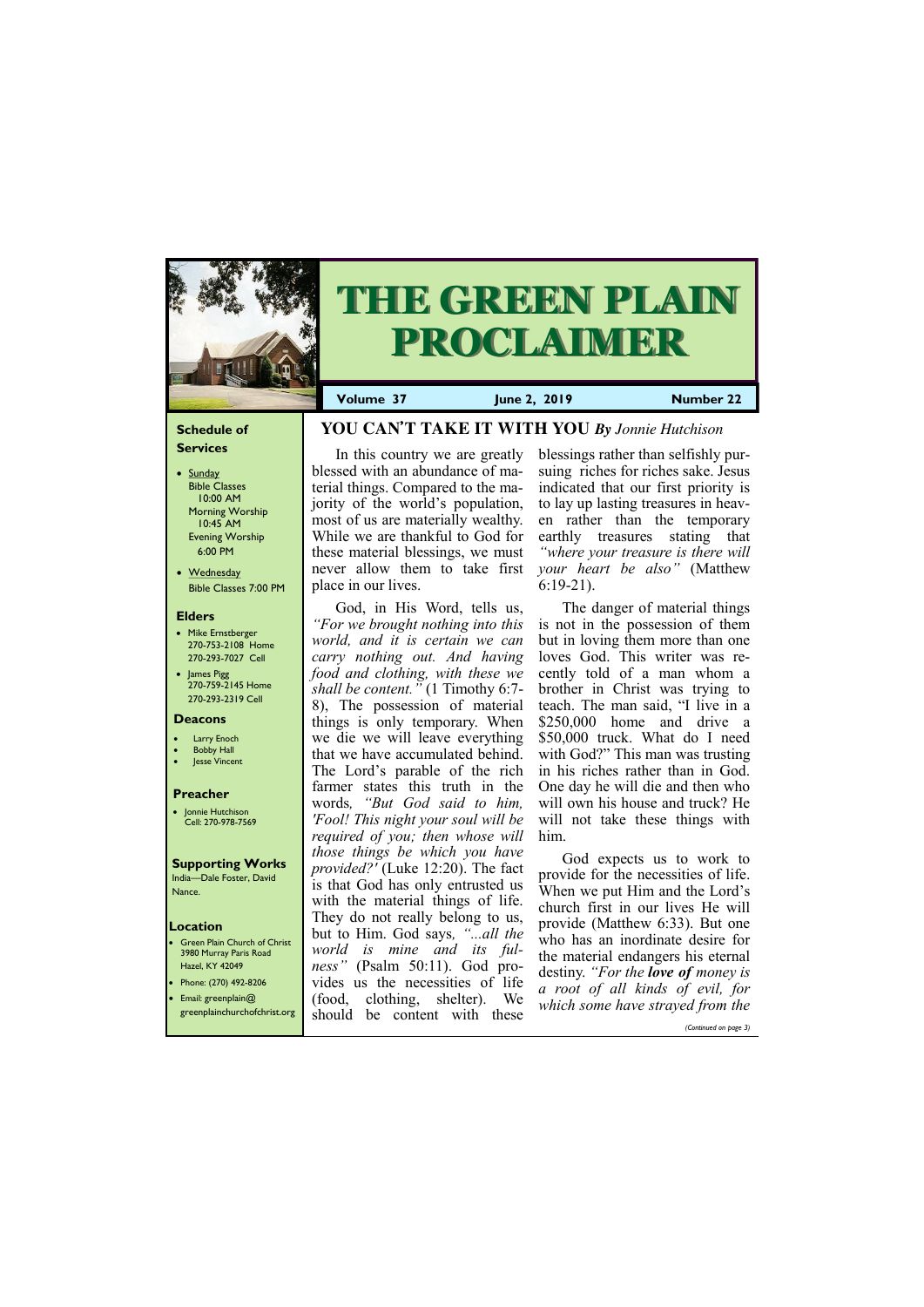# THE GREEN PLAIN PROCLAIMER

**Volume 37** | **June 2, 2019** | **Number 22**

### Schedule of Services

- Sunday
  Bible Classes 10:00 AM
  Morning Worship 10:45 AM
  Evening Worship 6:00 PM
- Wednesday
  Bible Classes 7:00 PM

### Elders

- Mike Ernstberger
  270-753-2108 Home
  270-293-7027 Cell
- James Pigg
  270-759-2145 Home
  270-293-2319 Cell

### Deacons

- Larry Enoch
- Bobby Hall
- Jesse Vincent

### Preacher

- Jonnie Hutchison
  Cell: 270-978-7569

### Supporting Works

India—Dale Foster, David Nance.

### Location

- Green Plain Church of Christ
  3980 Murray Paris Road
  Hazel, KY 42049
- Phone: (270) 492-8206
- Email: greenplain@greenplainchurchofchrist.org

## YOU CAN'T TAKE IT WITH YOU *By Jonnie Hutchison*

In this country we are greatly blessed with an abundance of material things. Compared to the majority of the world's population, most of us are materially wealthy. While we are thankful to God for these material blessings, we must never allow them to take first place in our lives.

God, in His Word, tells us, *"For we brought nothing into this world, and it is certain we can carry nothing out. And having food and clothing, with these we shall be content."* (1 Timothy 6:7-8), The possession of material things is only temporary. When we die we will leave everything that we have accumulated behind. The Lord's parable of the rich farmer states this truth in the words*, "But God said to him, 'Fool! This night your soul will be required of you; then whose will those things be which you have provided?'* (Luke 12:20). The fact is that God has only entrusted us with the material things of life. They do not really belong to us, but to Him. God says*, "...all the world is mine and its fulness"* (Psalm 50:11). God provides us the necessities of life (food, clothing, shelter). We should be content with these blessings rather than selfishly pursuing riches for riches sake. Jesus indicated that our first priority is to lay up lasting treasures in heaven rather than the temporary earthly treasures stating that *"where your treasure is there will your heart be also"* (Matthew 6:19-21).

The danger of material things is not in the possession of them but in loving them more than one loves God. This writer was recently told of a man whom a brother in Christ was trying to teach. The man said, "I live in a $250,000 home and drive a $50,000 truck. What do I need with God?" This man was trusting in his riches rather than in God. One day he will die and then who will own his house and truck? He will not take these things with him.

God expects us to work to provide for the necessities of life. When we put Him and the Lord's church first in our lives He will provide (Matthew 6:33). But one who has an inordinate desire for the material endangers his eternal destiny. *"For the **love of** money is a root of all kinds of evil, for which some have strayed from the*

*(Continued on page 3)*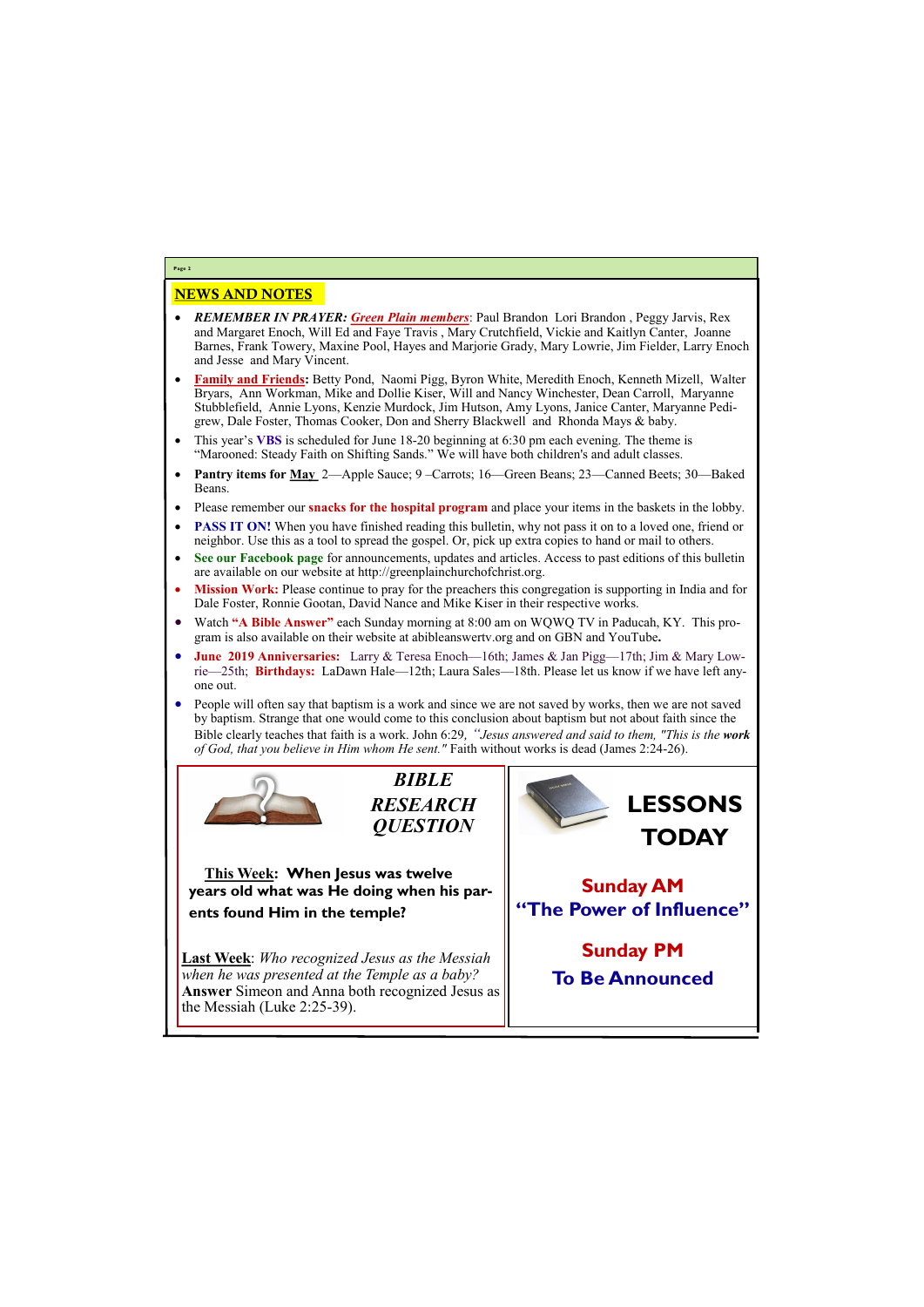## NEWS AND NOTES

- ***REMEMBER IN PRAYER:*** ***Green Plain members***: Paul Brandon Lori Brandon , Peggy Jarvis, Rex and Margaret Enoch, Will Ed and Faye Travis , Mary Crutchfield, Vickie and Kaitlyn Canter, Joanne Barnes, Frank Towery, Maxine Pool, Hayes and Marjorie Grady, Mary Lowrie, Jim Fielder, Larry Enoch and Jesse and Mary Vincent.
- **Family and Friends:** Betty Pond, Naomi Pigg, Byron White, Meredith Enoch, Kenneth Mizell, Walter Bryars, Ann Workman, Mike and Dollie Kiser, Will and Nancy Winchester, Dean Carroll, Maryanne Stubblefield, Annie Lyons, Kenzie Murdock, Jim Hutson, Amy Lyons, Janice Canter, Maryanne Pedigrew, Dale Foster, Thomas Cooker, Don and Sherry Blackwell and Rhonda Mays & baby.
- This year's **VBS** is scheduled for June 18-20 beginning at 6:30 pm each evening. The theme is "Marooned: Steady Faith on Shifting Sands." We will have both children's and adult classes.
- **Pantry items for May** 2—Apple Sauce; 9 –Carrots; 16—Green Beans; 23—Canned Beets; 30—Baked Beans.
- Please remember our **snacks for the hospital program** and place your items in the baskets in the lobby.
- **PASS IT ON!** When you have finished reading this bulletin, why not pass it on to a loved one, friend or neighbor. Use this as a tool to spread the gospel. Or, pick up extra copies to hand or mail to others.
- **See our Facebook page** for announcements, updates and articles. Access to past editions of this bulletin are available on our website at http://greenplainchurchofchrist.org.
- **Mission Work:** Please continue to pray for the preachers this congregation is supporting in India and for Dale Foster, Ronnie Gootan, David Nance and Mike Kiser in their respective works.
- Watch **"A Bible Answer"** each Sunday morning at 8:00 am on WQWQ TV in Paducah, KY. This program is also available on their website at abibleanswertv.org and on GBN and YouTube**.**
- **June 2019 Anniversaries:** Larry & Teresa Enoch—16th; James & Jan Pigg—17th; Jim & Mary Lowrie—25th; **Birthdays:** LaDawn Hale—12th; Laura Sales—18th. Please let us know if we have left anyone out.
- People will often say that baptism is a work and since we are not saved by works, then we are not saved by baptism. Strange that one would come to this conclusion about baptism but not about faith since the Bible clearly teaches that faith is a work. John 6:29, *"Jesus answered and said to them, "This is the **work** of God, that you believe in Him whom He sent."* Faith without works is dead (James 2:24-26).

## *BIBLE RESEARCH QUESTION*

**This Week: When Jesus was twelve years old what was He doing when his parents found Him in the temple?**

**Last Week**: *Who recognized Jesus as the Messiah when he was presented at the Temple as a baby?*
**Answer** Simeon and Anna both recognized Jesus as the Messiah (Luke 2:25-39).

## LESSONS TODAY

**Sunday AM**
**"The Power of Influence"**

**Sunday PM**
**To Be Announced**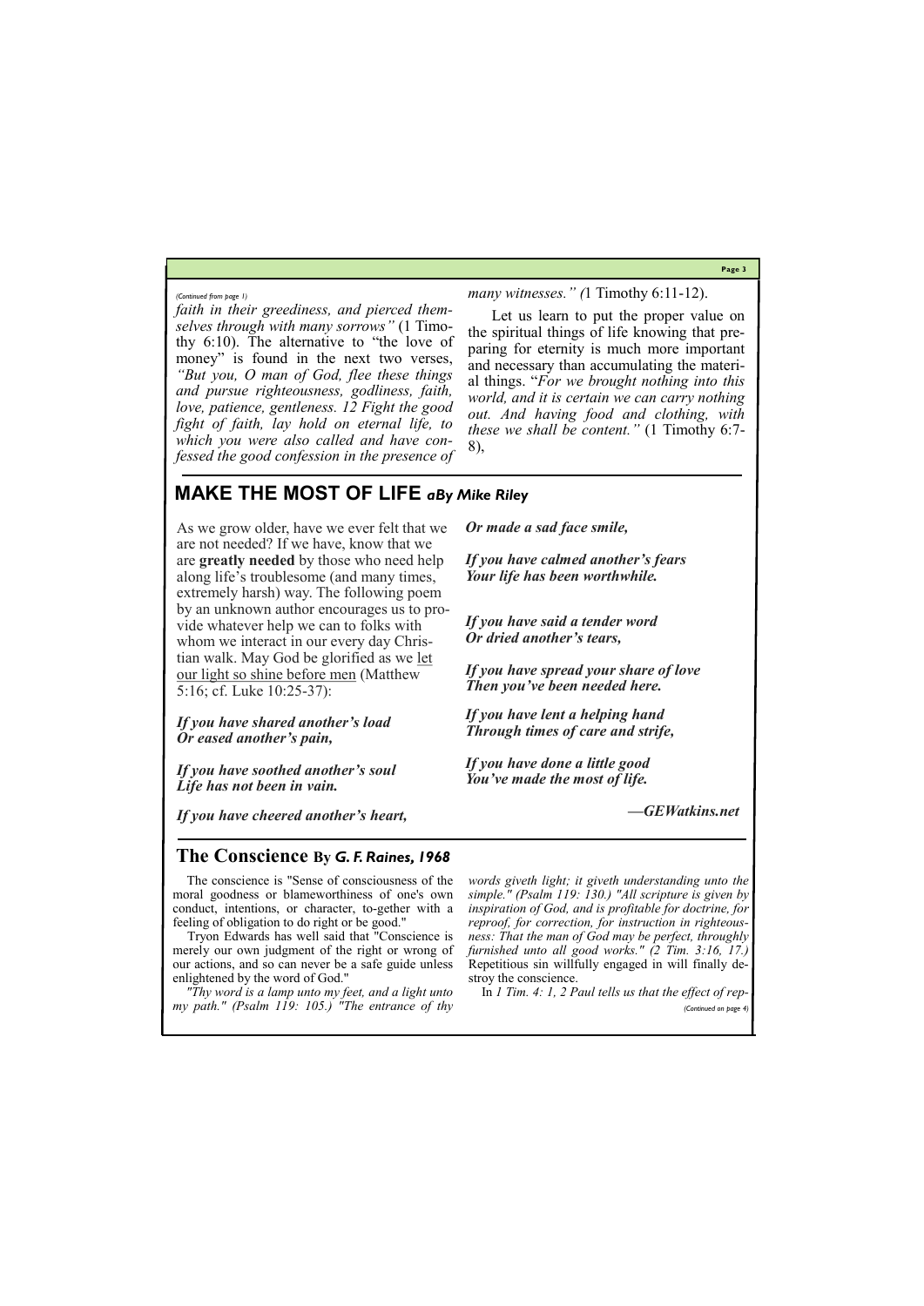*(Continued from page 1)*

*faith in their greediness, and pierced themselves through with many sorrows"* (1 Timothy 6:10). The alternative to "the love of money" is found in the next two verses, *"But you, O man of God, flee these things and pursue righteousness, godliness, faith, love, patience, gentleness. 12 Fight the good fight of faith, lay hold on eternal life, to which you were also called and have confessed the good confession in the presence of many witnesses." (*1 Timothy 6:11-12).

Let us learn to put the proper value on the spiritual things of life knowing that preparing for eternity is much more important and necessary than accumulating the material things. "*For we brought nothing into this world, and it is certain we can carry nothing out. And having food and clothing, with these we shall be content."* (1 Timothy 6:7-8),

## MAKE THE MOST OF LIFE *aBy Mike Riley*

As we grow older, have we ever felt that we are not needed? If we have, know that we are **greatly needed** by those who need help along life's troublesome (and many times, extremely harsh) way. The following poem by an unknown author encourages us to provide whatever help we can to folks with whom we interact in our every day Christian walk. May God be glorified as we let our light so shine before men (Matthew 5:16; cf. Luke 10:25-37):

***If you have shared another's load***
***Or eased another's pain,***

***If you have soothed another's soul***
***Life has not been in vain.***

***If you have cheered another's heart,***
***Or made a sad face smile,***

***If you have calmed another's fears***
***Your life has been worthwhile.***

***If you have said a tender word***
***Or dried another's tears,***

***If you have spread your share of love***
***Then you've been needed here.***

***If you have lent a helping hand***
***Through times of care and strife,***

***If you have done a little good***
***You've made the most of life.***

***—GEWatkins.net***

## The Conscience By *G. F. Raines, 1968*

The conscience is "Sense of consciousness of the moral goodness or blameworthiness of one's own conduct, intentions, or character, to-gether with a feeling of obligation to do right or be good."

Tryon Edwards has well said that "Conscience is merely our own judgment of the right or wrong of our actions, and so can never be a safe guide unless enlightened by the word of God."

*"Thy word is a lamp unto my feet, and a light unto my path." (Psalm 119: 105.) "The entrance of thy words giveth light; it giveth understanding unto the simple." (Psalm 119: 130.) "All scripture is given by inspiration of God, and is profitable for doctrine, for reproof, for correction, for instruction in righteousness: That the man of God may be perfect, throughly furnished unto all good works." (2 Tim. 3:16, 17.)* Repetitious sin willfully engaged in will finally destroy the conscience.

In *1 Tim. 4: 1, 2 Paul tells us that the effect of rep-*

*(Continued on page 4)*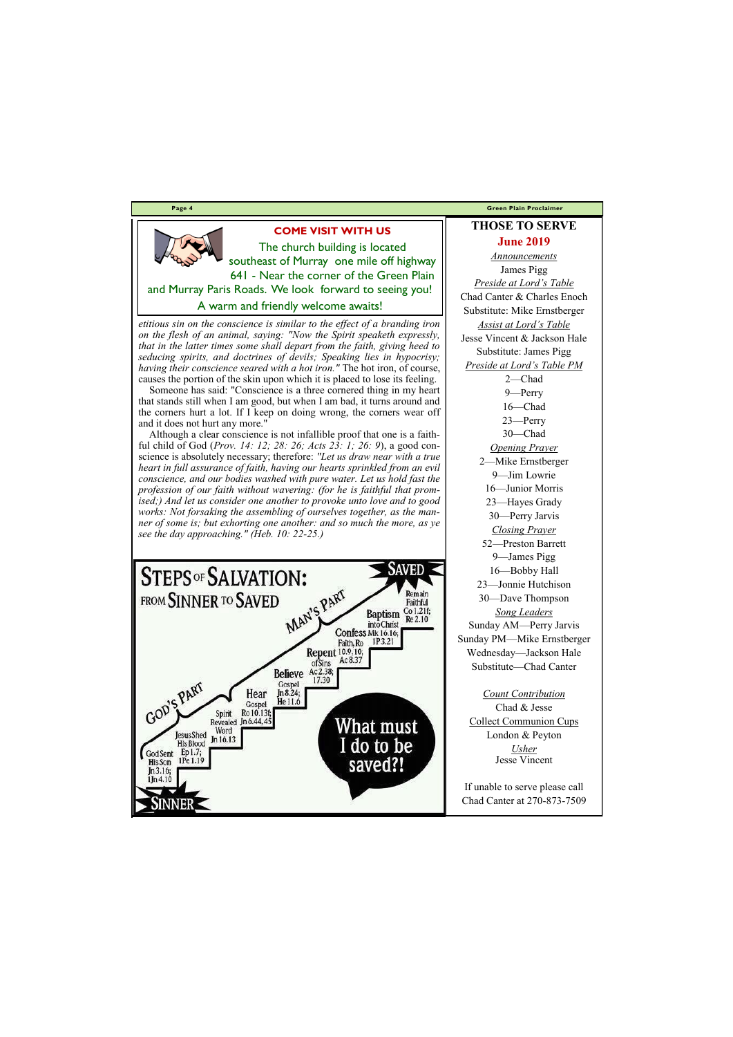## COME VISIT WITH US

The church building is located southeast of Murray one mile off highway 641 - Near the corner of the Green Plain and Murray Paris Roads. We look forward to seeing you! A warm and friendly welcome awaits!

*etitious sin on the conscience is similar to the effect of a branding iron on the flesh of an animal, saying: "Now the Spirit speaketh expressly, that in the latter times some shall depart from the faith, giving heed to seducing spirits, and doctrines of devils; Speaking lies in hypocrisy; having their conscience seared with a hot iron."* The hot iron, of course, causes the portion of the skin upon which it is placed to lose its feeling.

Someone has said: "Conscience is a three cornered thing in my heart that stands still when I am good, but when I am bad, it turns around and the corners hurt a lot. If I keep on doing wrong, the corners wear off and it does not hurt any more."

Although a clear conscience is not infallible proof that one is a faithful child of God (*Prov. 14: 12; 28: 26; Acts 23: 1; 26: 9*), a good conscience is absolutely necessary; therefore: *"Let us draw near with a true heart in full assurance of faith, having our hearts sprinkled from an evil conscience, and our bodies washed with pure water. Let us hold fast the profession of our faith without wavering: (for he is faithful that promised;) And let us consider one another to provoke unto love and to good works: Not forsaking the assembling of ourselves together, as the manner of some is; but exhorting one another: and so much the more, as ye see the day approaching." (Heb. 10: 22-25.)*

STEPS OF SALVATION: FROM SINNER TO SAVED

SINNER

GOD'S PART

God Sent His Son Jn 3.16; 1Jn 4.10

Jesus Shed His Blood Ep 1.7; 1Pe 1.19

Spirit Revealed Word Jn 16.13

Hear Gospel Ro 10.13f; Jn 6.44,45

MAN'S PART

Believe Gospel Jn 8.24; He 11.6

Repent of Sins Ac 2.38; 17.30

Confess Faith, Ro 10.9,10; Ac 8.37

Baptism into Christ Mk 16.16; 1P 3.21

Remain Faithful Co 1.21f; Re 2.10

SAVED

What must I do to be saved?!

## THOSE TO SERVE

### June 2019

*Announcements*
James Pigg

*Preside at Lord's Table*
Chad Canter & Charles Enoch
Substitute: Mike Ernstberger

*Assist at Lord's Table*
Jesse Vincent & Jackson Hale
Substitute: James Pigg

*Preside at Lord's Table PM*
2—Chad
9—Perry
16—Chad
23—Perry
30—Chad

*Opening Prayer*
2—Mike Ernstberger
9—Jim Lowrie
16—Junior Morris
23—Hayes Grady
30—Perry Jarvis

*Closing Prayer*
52—Preston Barrett
9—James Pigg
16—Bobby Hall
23—Jonnie Hutchison
30—Dave Thompson

*Song Leaders*
Sunday AM—Perry Jarvis
Sunday PM—Mike Ernstberger
Wednesday—Jackson Hale
Substitute—Chad Canter

*Count Contribution*
Chad & Jesse

*Collect Communion Cups*
London & Peyton

*Usher*
Jesse Vincent

If unable to serve please call Chad Canter at 270-873-7509